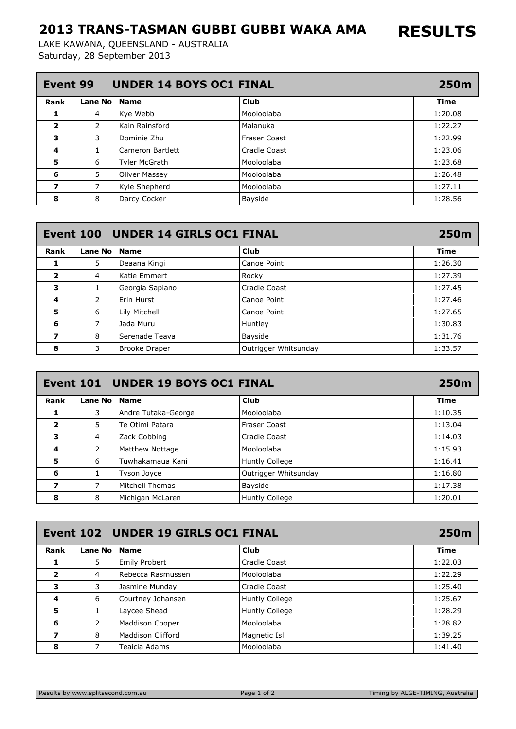# 2013 TRANS-TASMAN GUBBI GUBBI WAKA AMA

**RESULTS**

LAKE KAWANA, QUEENSLAND - AUSTRALIA
Saturday, 28 September 2013

## Event 99 UNDER 14 BOYS OC1 FINAL — 250m

| Rank | Lane No | Name | Club | Time |
|---|---|---|---|---|
| 1 | 4 | Kye Webb | Mooloolaba | 1:20.08 |
| 2 | 2 | Kain Rainsford | Malanuka | 1:22.27 |
| 3 | 3 | Dominie Zhu | Fraser Coast | 1:22.99 |
| 4 | 1 | Cameron Bartlett | Cradle Coast | 1:23.06 |
| 5 | 6 | Tyler McGrath | Mooloolaba | 1:23.68 |
| 6 | 5 | Oliver Massey | Mooloolaba | 1:26.48 |
| 7 | 7 | Kyle Shepherd | Mooloolaba | 1:27.11 |
| 8 | 8 | Darcy Cocker | Bayside | 1:28.56 |

## Event 100 UNDER 14 GIRLS OC1 FINAL — 250m

| Rank | Lane No | Name | Club | Time |
|---|---|---|---|---|
| 1 | 5 | Deaana Kingi | Canoe Point | 1:26.30 |
| 2 | 4 | Katie Emmert | Rocky | 1:27.39 |
| 3 | 1 | Georgia Sapiano | Cradle Coast | 1:27.45 |
| 4 | 2 | Erin Hurst | Canoe Point | 1:27.46 |
| 5 | 6 | Lily Mitchell | Canoe Point | 1:27.65 |
| 6 | 7 | Jada Muru | Huntley | 1:30.83 |
| 7 | 8 | Serenade Teava | Bayside | 1:31.76 |
| 8 | 3 | Brooke Draper | Outrigger Whitsunday | 1:33.57 |

## Event 101 UNDER 19 BOYS OC1 FINAL — 250m

| Rank | Lane No | Name | Club | Time |
|---|---|---|---|---|
| 1 | 3 | Andre Tutaka-George | Mooloolaba | 1:10.35 |
| 2 | 5 | Te Otimi Patara | Fraser Coast | 1:13.04 |
| 3 | 4 | Zack Cobbing | Cradle Coast | 1:14.03 |
| 4 | 2 | Matthew Nottage | Mooloolaba | 1:15.93 |
| 5 | 6 | Tuwhakamaua Kani | Huntly College | 1:16.41 |
| 6 | 1 | Tyson Joyce | Outrigger Whitsunday | 1:16.80 |
| 7 | 7 | Mitchell Thomas | Bayside | 1:17.38 |
| 8 | 8 | Michigan McLaren | Huntly College | 1:20.01 |

## Event 102 UNDER 19 GIRLS OC1 FINAL — 250m

| Rank | Lane No | Name | Club | Time |
|---|---|---|---|---|
| 1 | 5 | Emily Probert | Cradle Coast | 1:22.03 |
| 2 | 4 | Rebecca Rasmussen | Mooloolaba | 1:22.29 |
| 3 | 3 | Jasmine Munday | Cradle Coast | 1:25.40 |
| 4 | 6 | Courtney Johansen | Huntly College | 1:25.67 |
| 5 | 1 | Laycee Shead | Huntly College | 1:28.29 |
| 6 | 2 | Maddison Cooper | Mooloolaba | 1:28.82 |
| 7 | 8 | Maddison Clifford | Magnetic Isl | 1:39.25 |
| 8 | 7 | Teaicia Adams | Mooloolaba | 1:41.40 |

Results by www.splitsecond.com.au — Timing by ALGE-TIMING, Australia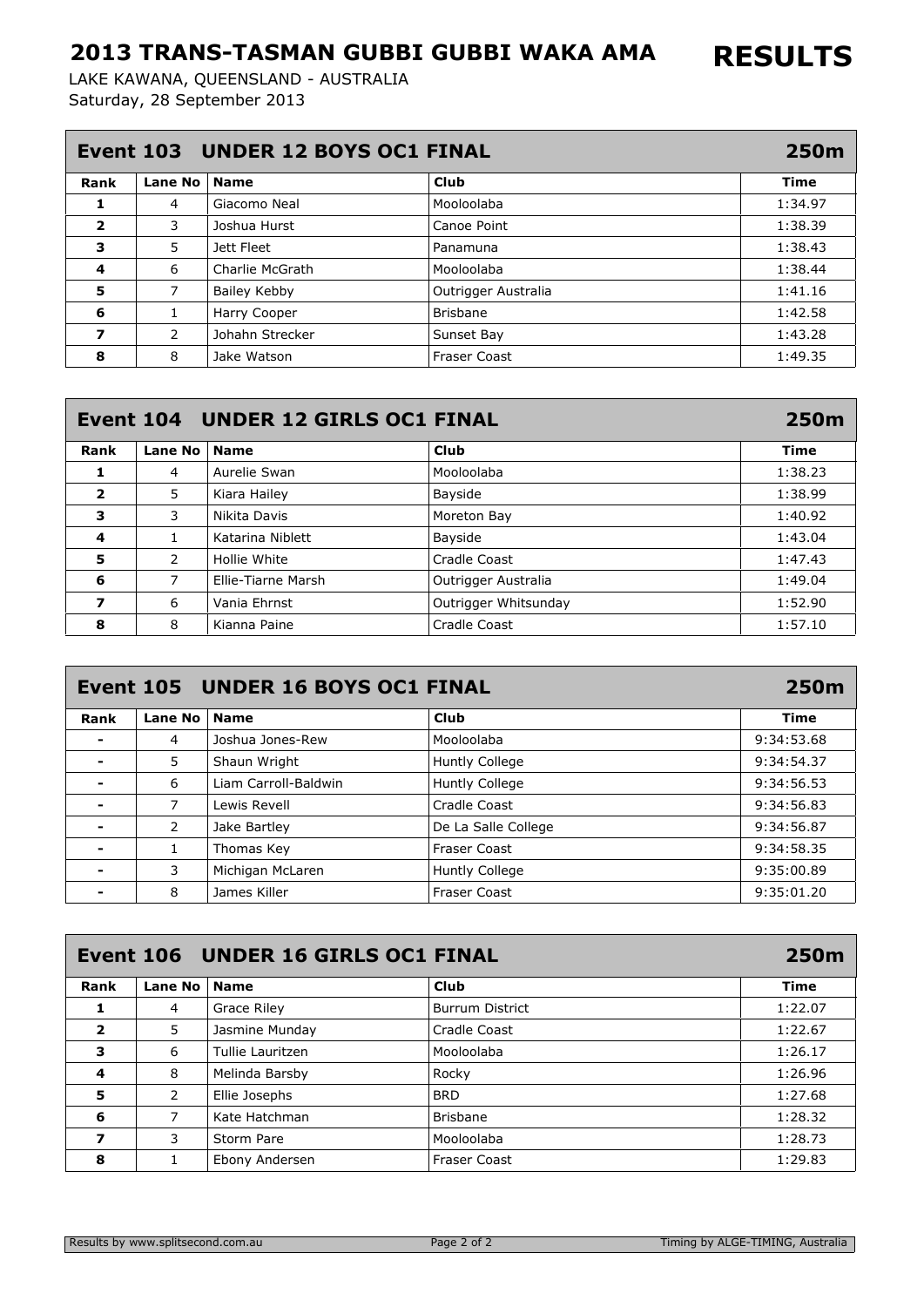# 2013 TRANS-TASMAN GUBBI GUBBI WAKA AMA

# RESULTS

LAKE KAWANA, QUEENSLAND - AUSTRALIA
Saturday, 28 September 2013

## Event 103 UNDER 12 BOYS OC1 FINAL 250m

| Rank | Lane No | Name | Club | Time |
|---|---|---|---|---|
| 1 | 4 | Giacomo Neal | Mooloolaba | 1:34.97 |
| 2 | 3 | Joshua Hurst | Canoe Point | 1:38.39 |
| 3 | 5 | Jett Fleet | Panamuna | 1:38.43 |
| 4 | 6 | Charlie McGrath | Mooloolaba | 1:38.44 |
| 5 | 7 | Bailey Kebby | Outrigger Australia | 1:41.16 |
| 6 | 1 | Harry Cooper | Brisbane | 1:42.58 |
| 7 | 2 | Johahn Strecker | Sunset Bay | 1:43.28 |
| 8 | 8 | Jake Watson | Fraser Coast | 1:49.35 |

## Event 104 UNDER 12 GIRLS OC1 FINAL 250m

| Rank | Lane No | Name | Club | Time |
|---|---|---|---|---|
| 1 | 4 | Aurelie Swan | Mooloolaba | 1:38.23 |
| 2 | 5 | Kiara Hailey | Bayside | 1:38.99 |
| 3 | 3 | Nikita Davis | Moreton Bay | 1:40.92 |
| 4 | 1 | Katarina Niblett | Bayside | 1:43.04 |
| 5 | 2 | Hollie White | Cradle Coast | 1:47.43 |
| 6 | 7 | Ellie-Tiarne Marsh | Outrigger Australia | 1:49.04 |
| 7 | 6 | Vania Ehrnst | Outrigger Whitsunday | 1:52.90 |
| 8 | 8 | Kianna Paine | Cradle Coast | 1:57.10 |

## Event 105 UNDER 16 BOYS OC1 FINAL 250m

| Rank | Lane No | Name | Club | Time |
|---|---|---|---|---|
| - | 4 | Joshua Jones-Rew | Mooloolaba | 9:34:53.68 |
| - | 5 | Shaun Wright | Huntly College | 9:34:54.37 |
| - | 6 | Liam Carroll-Baldwin | Huntly College | 9:34:56.53 |
| - | 7 | Lewis Revell | Cradle Coast | 9:34:56.83 |
| - | 2 | Jake Bartley | De La Salle College | 9:34:56.87 |
| - | 1 | Thomas Key | Fraser Coast | 9:34:58.35 |
| - | 3 | Michigan McLaren | Huntly College | 9:35:00.89 |
| - | 8 | James Killer | Fraser Coast | 9:35:01.20 |

## Event 106 UNDER 16 GIRLS OC1 FINAL 250m

| Rank | Lane No | Name | Club | Time |
|---|---|---|---|---|
| 1 | 4 | Grace Riley | Burrum District | 1:22.07 |
| 2 | 5 | Jasmine Munday | Cradle Coast | 1:22.67 |
| 3 | 6 | Tullie Lauritzen | Mooloolaba | 1:26.17 |
| 4 | 8 | Melinda Barsby | Rocky | 1:26.96 |
| 5 | 2 | Ellie Josephs | BRD | 1:27.68 |
| 6 | 7 | Kate Hatchman | Brisbane | 1:28.32 |
| 7 | 3 | Storm Pare | Mooloolaba | 1:28.73 |
| 8 | 1 | Ebony Andersen | Fraser Coast | 1:29.83 |

Results by www.splitsecond.com.au

Timing by ALGE-TIMING, Australia